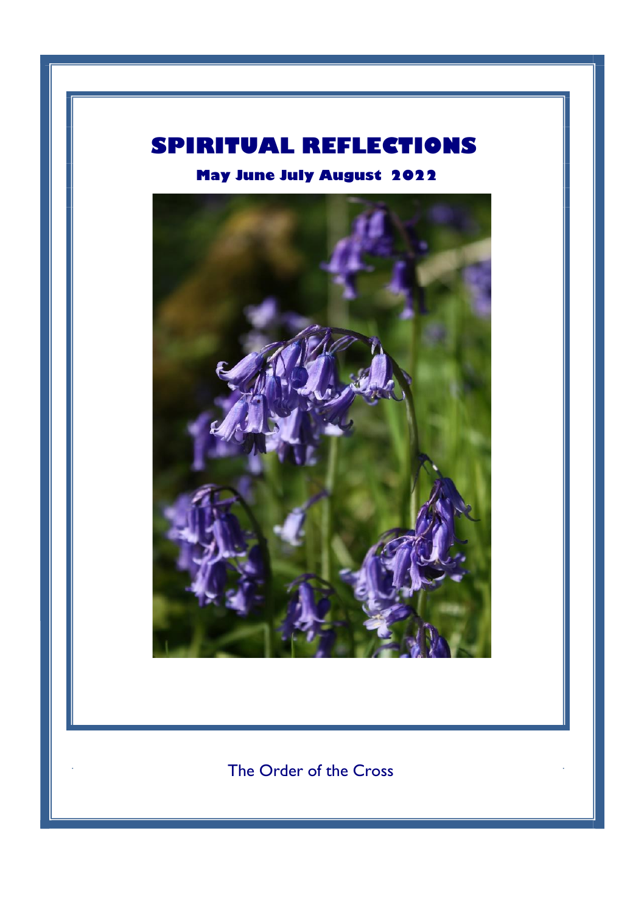# SPIRITUAL REFLECTIONS

## May June July August 2022

The Order of the Cross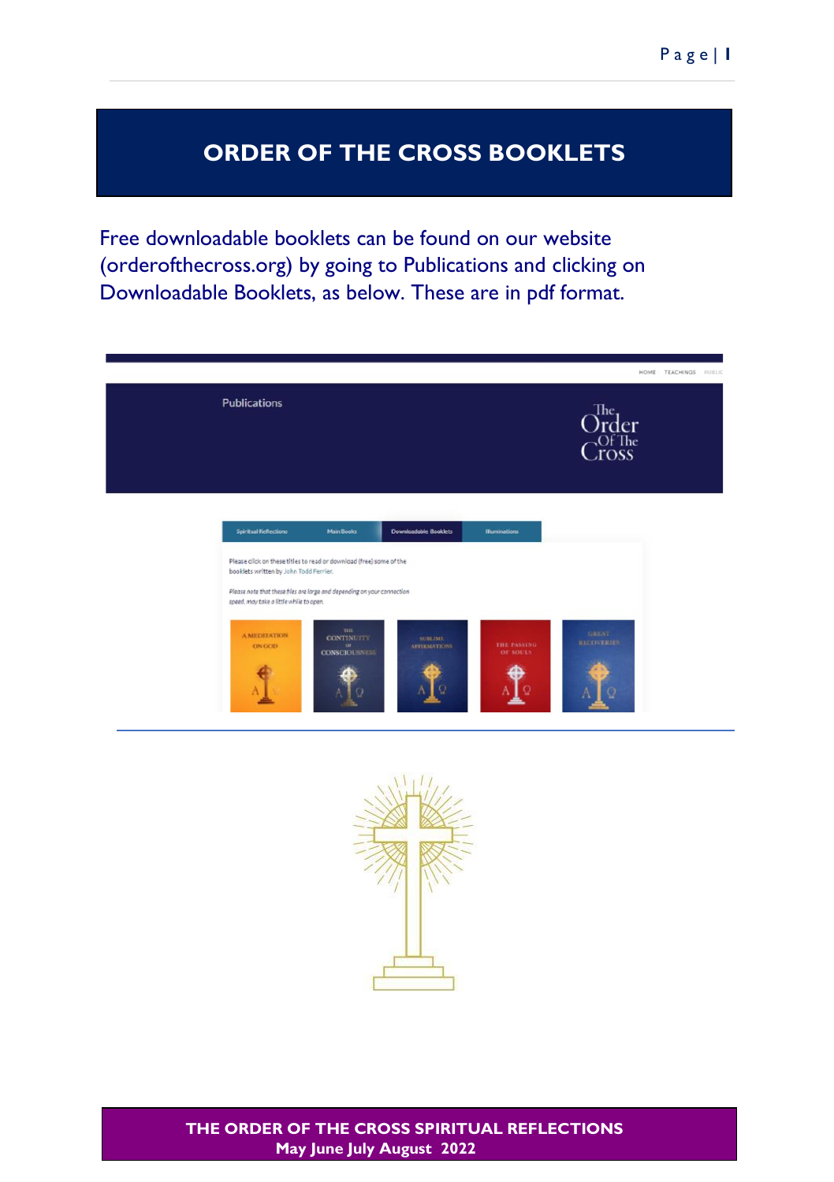# ORDER OF THE CROSS BOOKLETS

Free downloadable booklets can be found on our website (orderofthecross.org) by going to Publications and clicking on Downloadable Booklets, as below. These are in pdf format.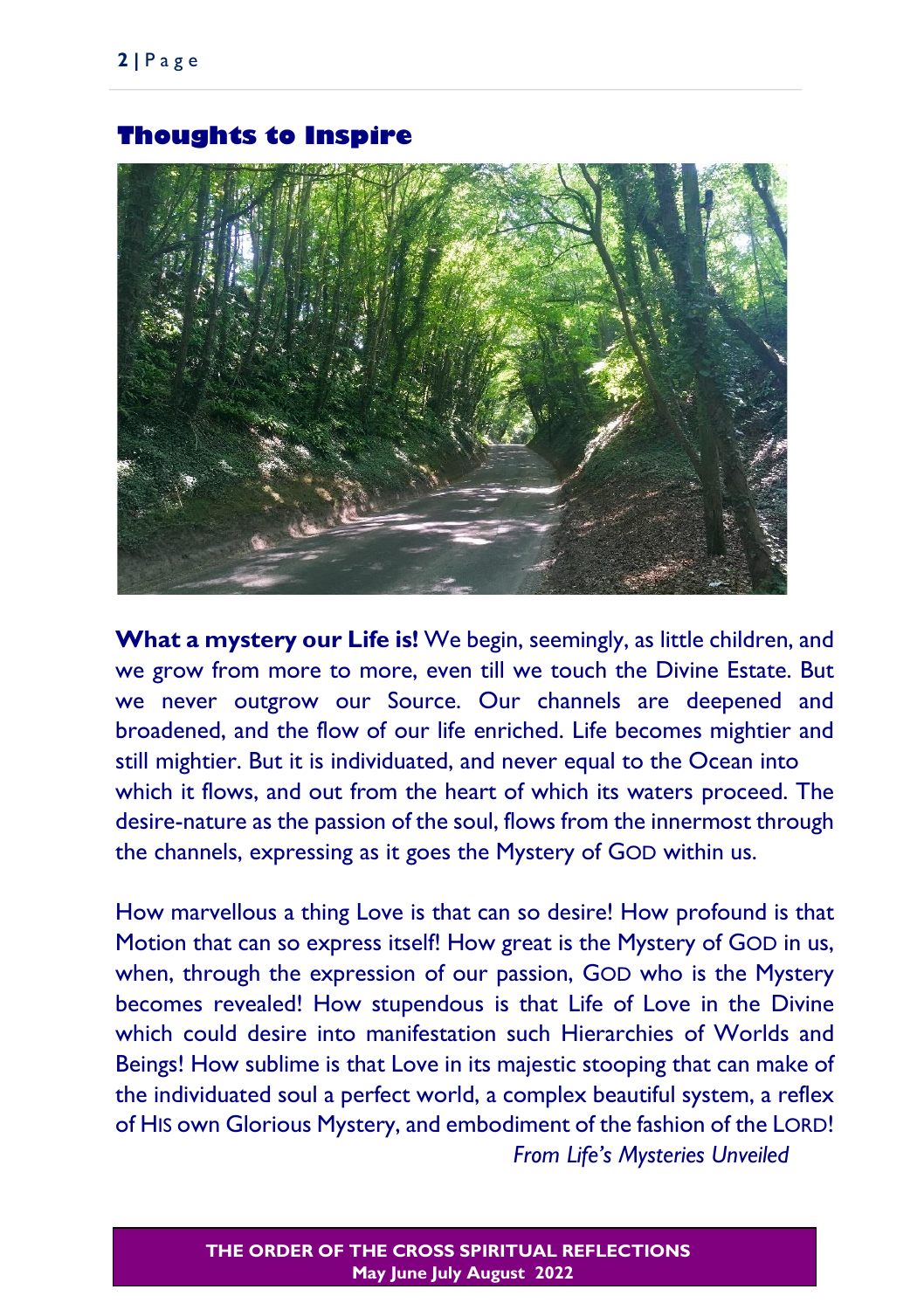## Thoughts to Inspire

**What a mystery our Life is!** We begin, seemingly, as little children, and we grow from more to more, even till we touch the Divine Estate. But we never outgrow our Source. Our channels are deepened and broadened, and the flow of our life enriched. Life becomes mightier and still mightier. But it is individuated, and never equal to the Ocean into which it flows, and out from the heart of which its waters proceed. The desire-nature as the passion of the soul, flows from the innermost through the channels, expressing as it goes the Mystery of GOD within us.

How marvellous a thing Love is that can so desire! How profound is that Motion that can so express itself! How great is the Mystery of GOD in us, when, through the expression of our passion, GOD who is the Mystery becomes revealed! How stupendous is that Life of Love in the Divine which could desire into manifestation such Hierarchies of Worlds and Beings! How sublime is that Love in its majestic stooping that can make of the individuated soul a perfect world, a complex beautiful system, a reflex of HIS own Glorious Mystery, and embodiment of the fashion of the LORD!

*From Life's Mysteries Unveiled*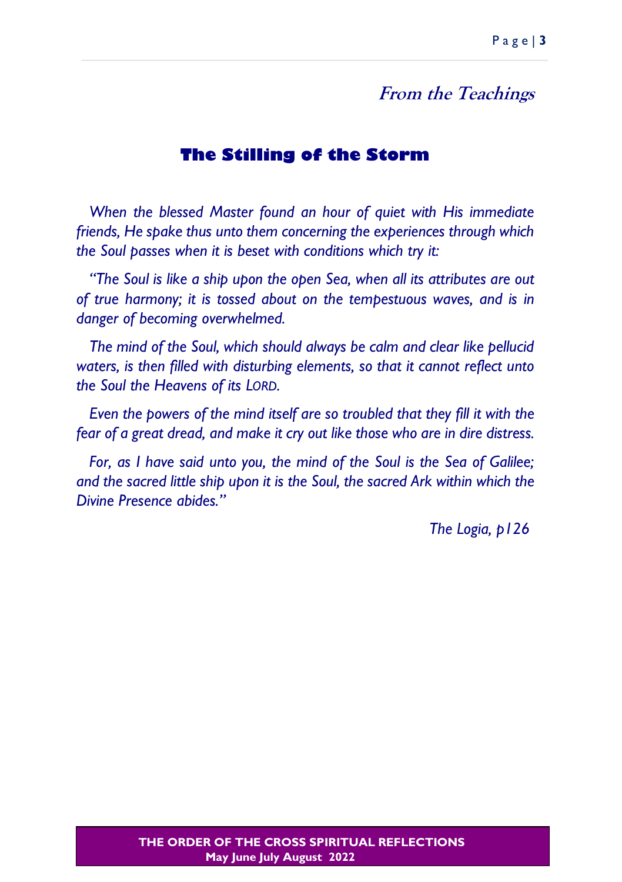## *From the Teachings*

# The Stilling of the Storm

*When the blessed Master found an hour of quiet with His immediate friends, He spake thus unto them concerning the experiences through which the Soul passes when it is beset with conditions which try it:*

*"The Soul is like a ship upon the open Sea, when all its attributes are out of true harmony; it is tossed about on the tempestuous waves, and is in danger of becoming overwhelmed.*

*The mind of the Soul, which should always be calm and clear like pellucid waters, is then filled with disturbing elements, so that it cannot reflect unto the Soul the Heavens of its LORD.*

*Even the powers of the mind itself are so troubled that they fill it with the fear of a great dread, and make it cry out like those who are in dire distress.*

*For, as I have said unto you, the mind of the Soul is the Sea of Galilee; and the sacred little ship upon it is the Soul, the sacred Ark within which the Divine Presence abides."*

*The Logia, p126*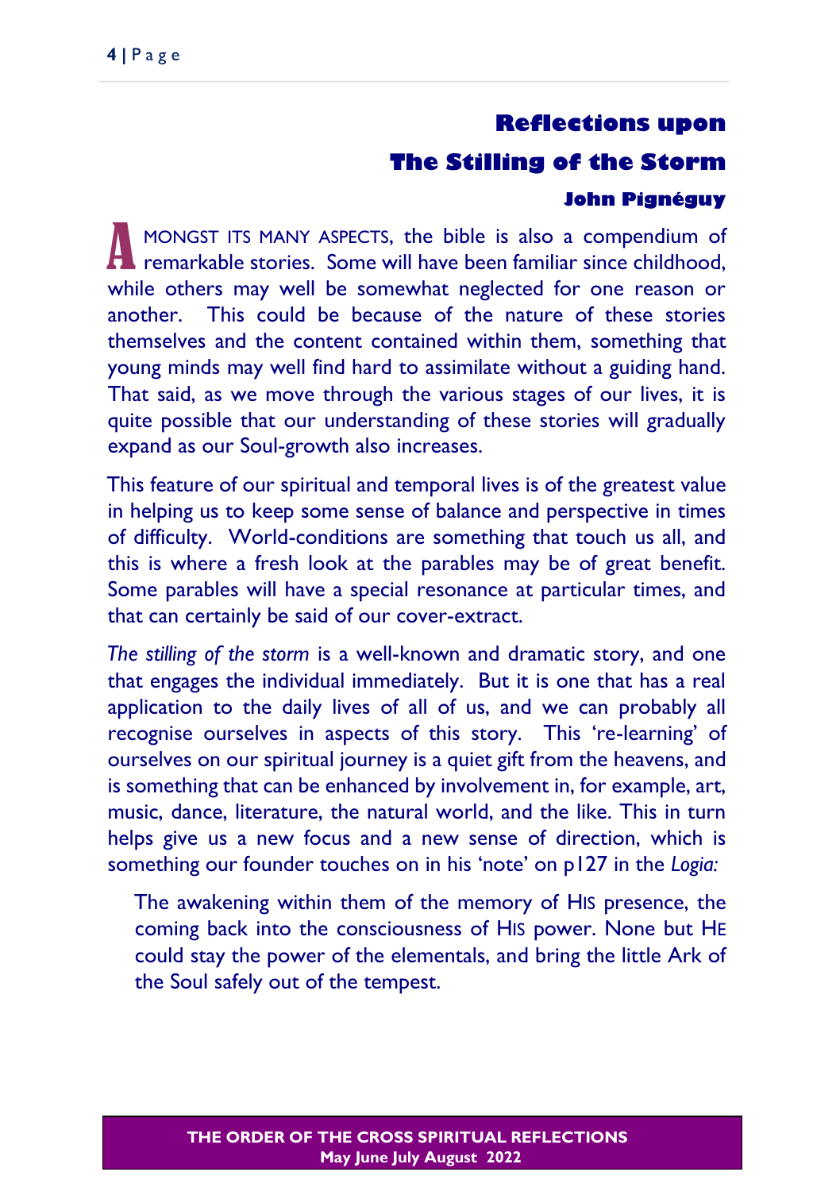# Reflections upon The Stilling of the Storm

### John Pignéguy

AMONGST ITS MANY ASPECTS, the bible is also a compendium of remarkable stories. Some will have been familiar since childhood, while others may well be somewhat neglected for one reason or another. This could be because of the nature of these stories themselves and the content contained within them, something that young minds may well find hard to assimilate without a guiding hand. That said, as we move through the various stages of our lives, it is quite possible that our understanding of these stories will gradually expand as our Soul-growth also increases.

This feature of our spiritual and temporal lives is of the greatest value in helping us to keep some sense of balance and perspective in times of difficulty. World-conditions are something that touch us all, and this is where a fresh look at the parables may be of great benefit. Some parables will have a special resonance at particular times, and that can certainly be said of our cover-extract.

*The stilling of the storm* is a well-known and dramatic story, and one that engages the individual immediately. But it is one that has a real application to the daily lives of all of us, and we can probably all recognise ourselves in aspects of this story. This 're-learning' of ourselves on our spiritual journey is a quiet gift from the heavens, and is something that can be enhanced by involvement in, for example, art, music, dance, literature, the natural world, and the like. This in turn helps give us a new focus and a new sense of direction, which is something our founder touches on in his 'note' on p127 in the *Logia:*

> The awakening within them of the memory of HIS presence, the coming back into the consciousness of HIS power. None but HE could stay the power of the elementals, and bring the little Ark of the Soul safely out of the tempest.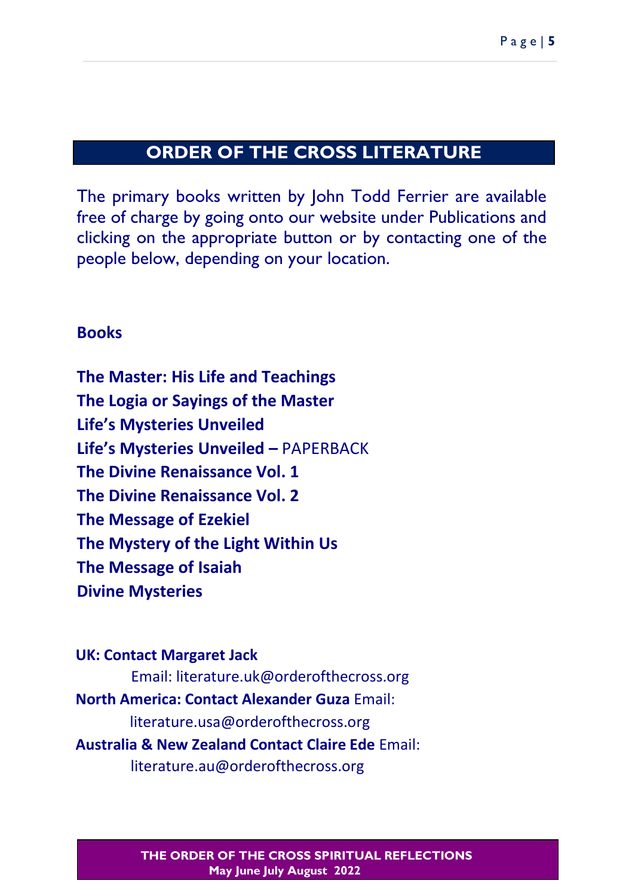## ORDER OF THE CROSS LITERATURE

The primary books written by John Todd Ferrier are available free of charge by going onto our website under Publications and clicking on the appropriate button or by contacting one of the people below, depending on your location.

**Books**

**The Master: His Life and Teachings**
**The Logia or Sayings of the Master**
**Life's Mysteries Unveiled**
**Life's Mysteries Unveiled –** PAPERBACK
**The Divine Renaissance Vol. 1**
**The Divine Renaissance Vol. 2**
**The Message of Ezekiel**
**The Mystery of the Light Within Us**
**The Message of Isaiah**
**Divine Mysteries**

**UK: Contact Margaret Jack**
Email: literature.uk@orderofthecross.org
**North America: Contact Alexander Guza** Email:
literature.usa@orderofthecross.org
**Australia & New Zealand Contact Claire Ede** Email:
literature.au@orderofthecross.org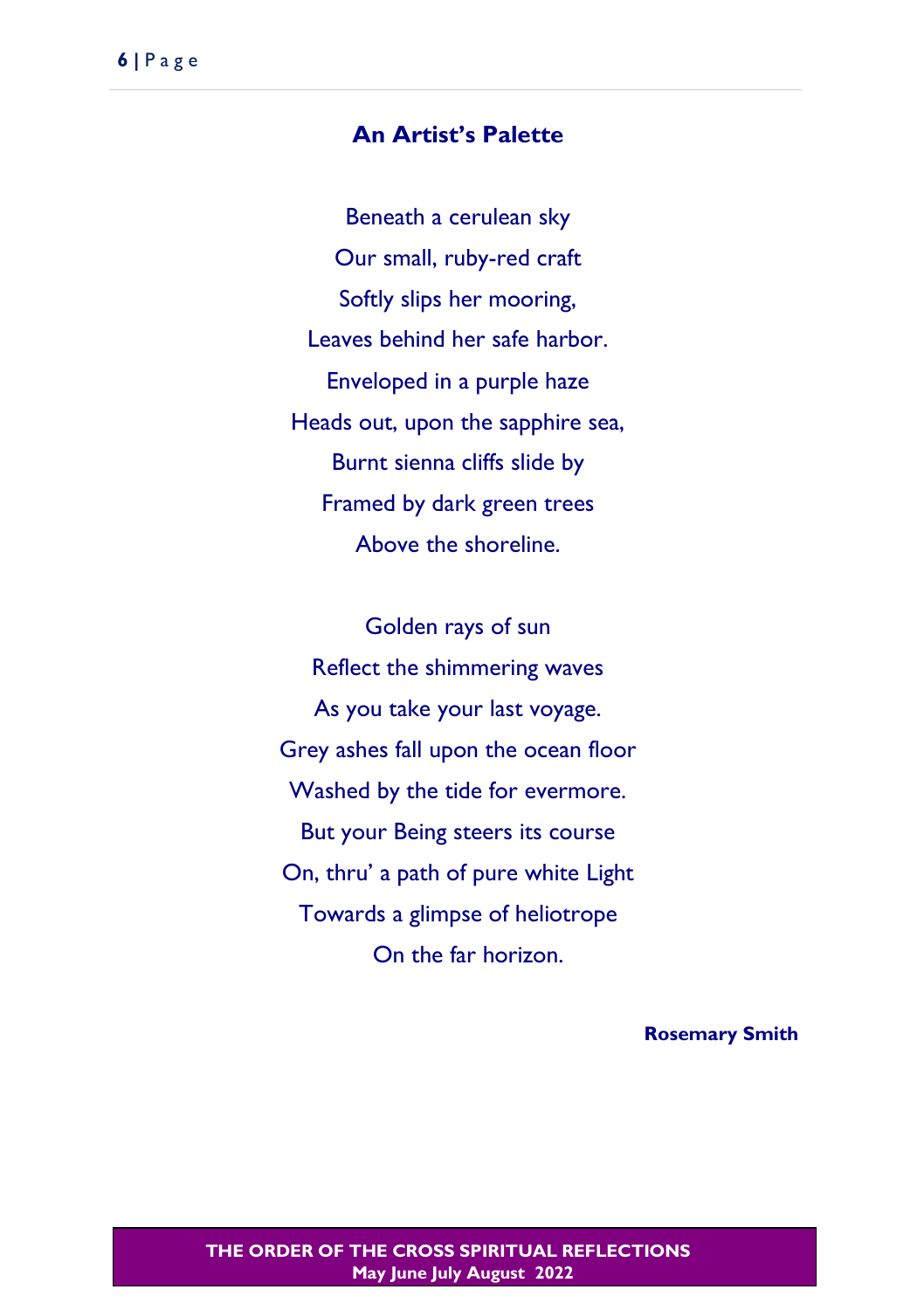## An Artist's Palette

Beneath a cerulean sky
Our small, ruby-red craft
Softly slips her mooring,
Leaves behind her safe harbor.
Enveloped in a purple haze
Heads out, upon the sapphire sea,
Burnt sienna cliffs slide by
Framed by dark green trees
Above the shoreline.

Golden rays of sun
Reflect the shimmering waves
As you take your last voyage.
Grey ashes fall upon the ocean floor
Washed by the tide for evermore.
But your Being steers its course
On, thru' a path of pure white Light
Towards a glimpse of heliotrope
On the far horizon.

**Rosemary Smith**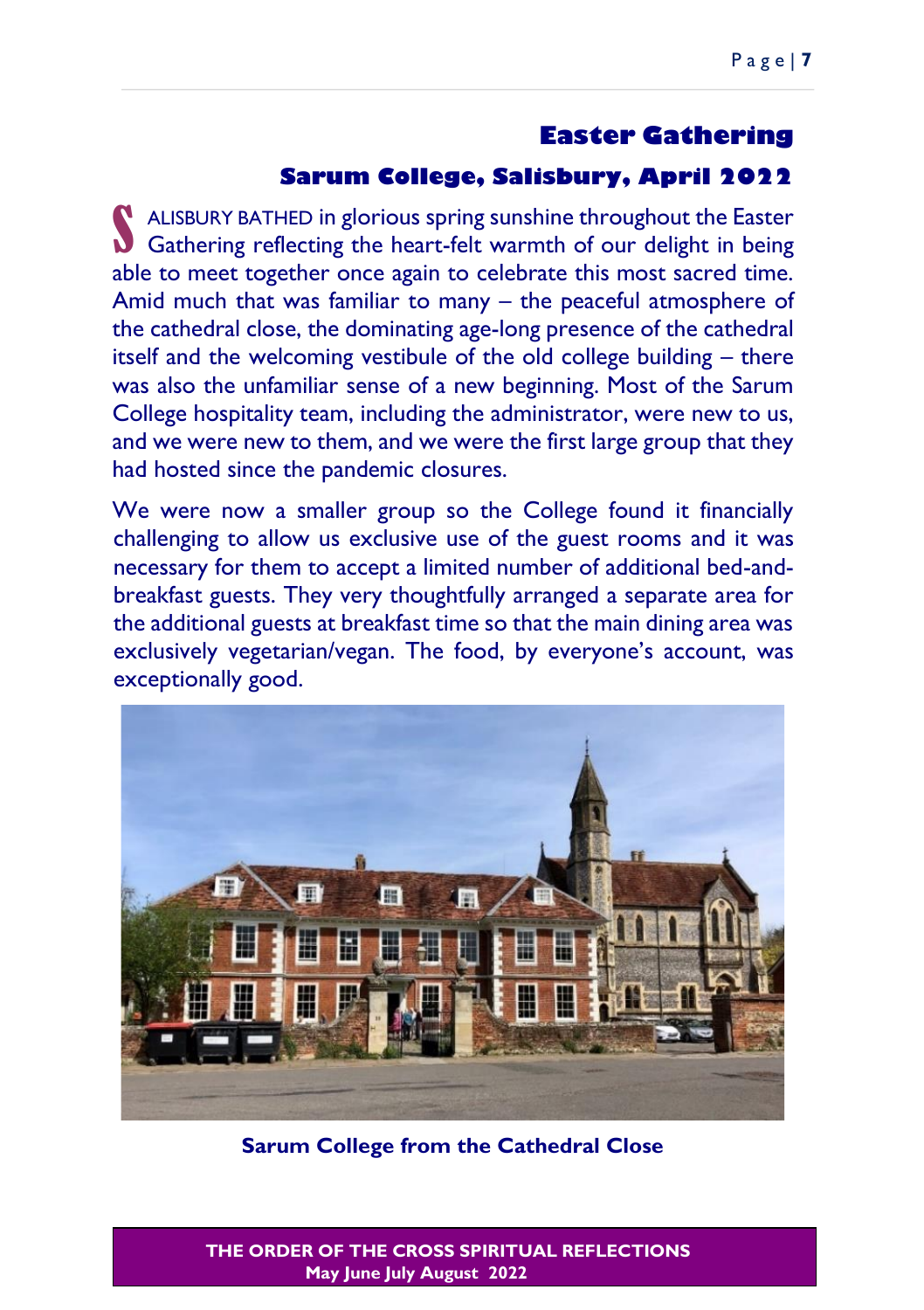## Easter Gathering

### Sarum College, Salisbury, April 2022

SALISBURY BATHED in glorious spring sunshine throughout the Easter Gathering reflecting the heart-felt warmth of our delight in being able to meet together once again to celebrate this most sacred time. Amid much that was familiar to many – the peaceful atmosphere of the cathedral close, the dominating age-long presence of the cathedral itself and the welcoming vestibule of the old college building – there was also the unfamiliar sense of a new beginning. Most of the Sarum College hospitality team, including the administrator, were new to us, and we were new to them, and we were the first large group that they had hosted since the pandemic closures.

We were now a smaller group so the College found it financially challenging to allow us exclusive use of the guest rooms and it was necessary for them to accept a limited number of additional bed-and-breakfast guests. They very thoughtfully arranged a separate area for the additional guests at breakfast time so that the main dining area was exclusively vegetarian/vegan. The food, by everyone's account, was exceptionally good.

**Sarum College from the Cathedral Close**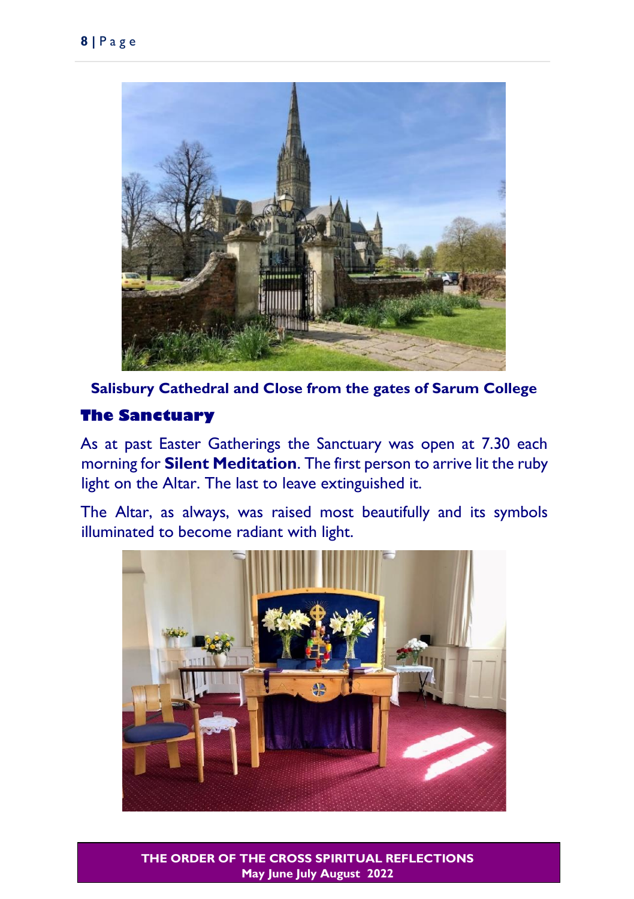Salisbury Cathedral and Close from the gates of Sarum College

## The Sanctuary

As at past Easter Gatherings the Sanctuary was open at 7.30 each morning for **Silent Meditation**. The first person to arrive lit the ruby light on the Altar. The last to leave extinguished it.

The Altar, as always, was raised most beautifully and its symbols illuminated to become radiant with light.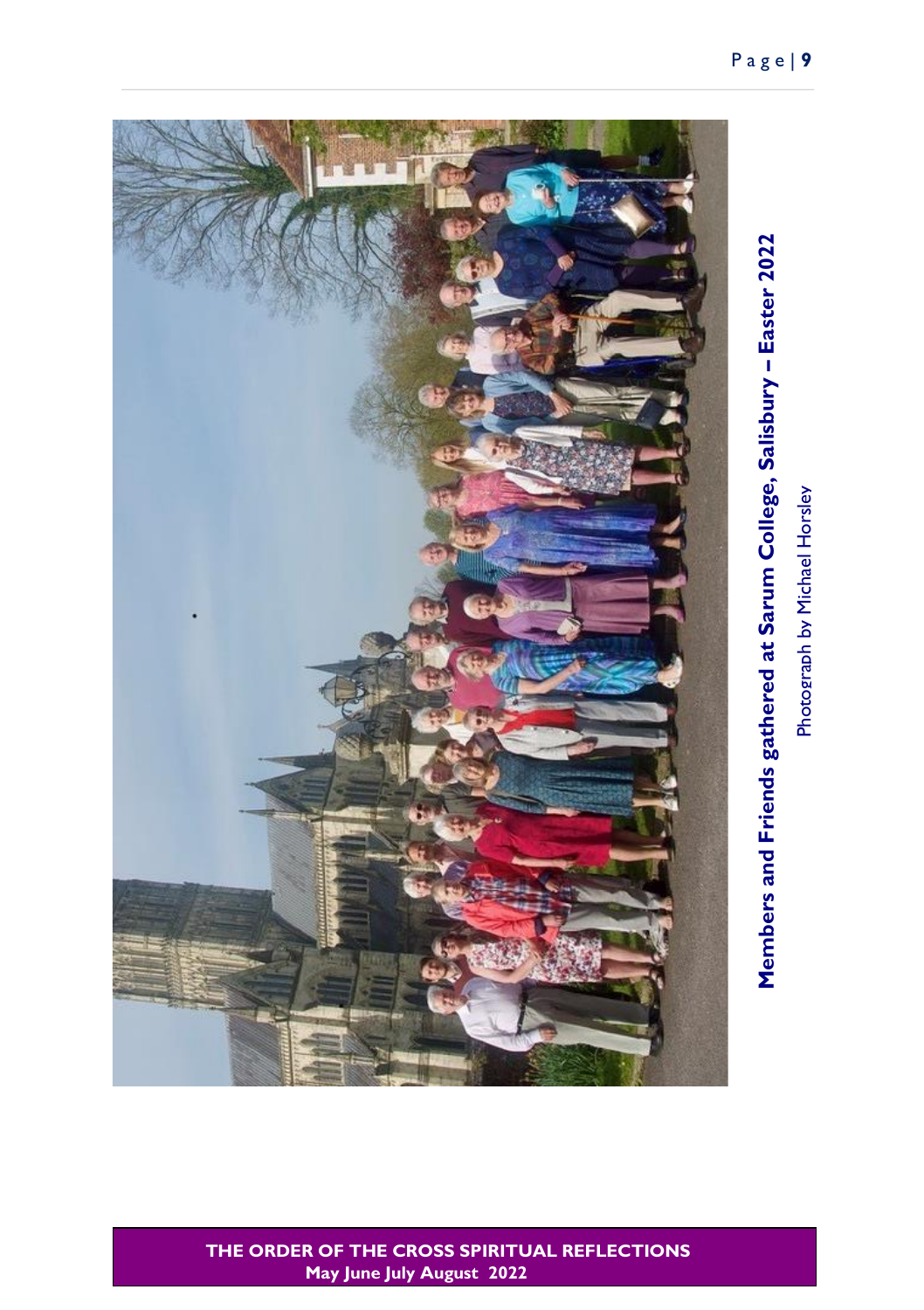**Members and Friends gathered at Sarum College, Salisbury – Easter 2022**

Photograph by Michael Horsley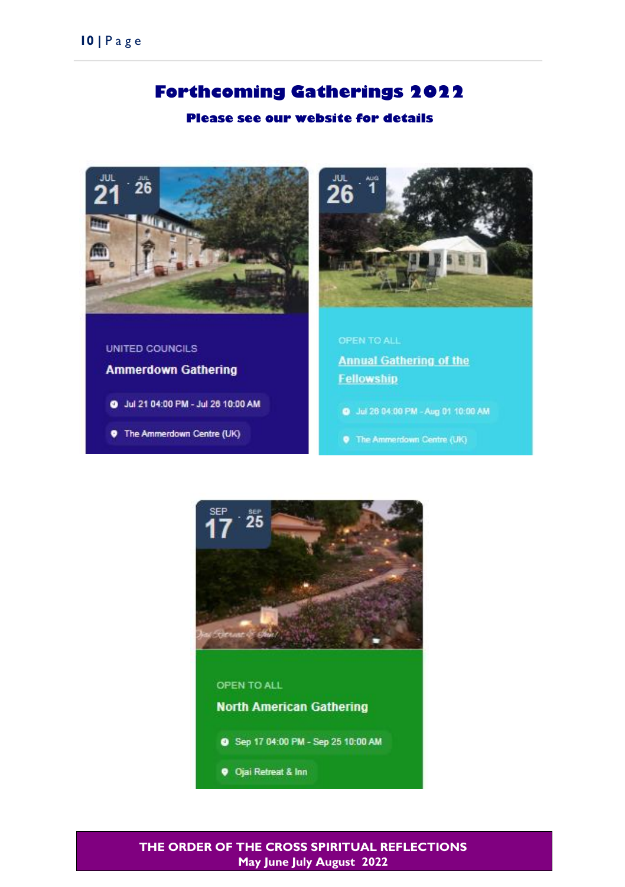# Forthcoming Gatherings 2022

**Please see our website for details**

JUL 21 · JUL 26

UNITED COUNCILS

**Ammerdown Gathering**

Jul 21 04:00 PM - Jul 26 10:00 AM

The Ammerdown Centre (UK)

JUL 26 · AUG 1

OPEN TO ALL

**Annual Gathering of the Fellowship**

Jul 26 04:00 PM - Aug 01 10:00 AM

The Ammerdown Centre (UK)

SEP 17 · SEP 25

OPEN TO ALL

**North American Gathering**

Sep 17 04:00 PM - Sep 25 10:00 AM

Ojai Retreat & Inn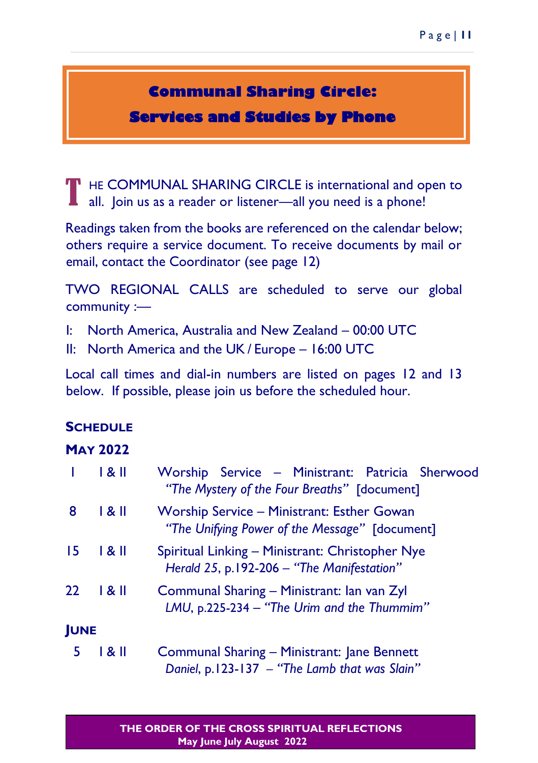# Communal Sharing Circle: Services and Studies by Phone

THE COMMUNAL SHARING CIRCLE is international and open to all. Join us as a reader or listener—all you need is a phone!

Readings taken from the books are referenced on the calendar below; others require a service document. To receive documents by mail or email, contact the Coordinator (see page 12)

TWO REGIONAL CALLS are scheduled to serve our global community :—

I: North America, Australia and New Zealand – 00:00 UTC

II: North America and the UK / Europe – 16:00 UTC

Local call times and dial-in numbers are listed on pages 12 and 13 below. If possible, please join us before the scheduled hour.

## SCHEDULE

### MAY 2022

| | | |
|---|---|---|
| 1 | I & II | Worship Service – Ministrant: Patricia Sherwood<br>*"The Mystery of the Four Breaths"* [document] |
| 8 | I & II | Worship Service – Ministrant: Esther Gowan<br>*"The Unifying Power of the Message"* [document] |
| 15 | I & II | Spiritual Linking – Ministrant: Christopher Nye<br>*Herald 25*, p.192-206 – *"The Manifestation"* |
| 22 | I & II | Communal Sharing – Ministrant: Ian van Zyl<br>*LMU*, p.225-234 – *"The Urim and the Thummim"* |

### JUNE

| | | |
|---|---|---|
| 5 | I & II | Communal Sharing – Ministrant: Jane Bennett<br>*Daniel*, p.123-137 – *"The Lamb that was Slain"* |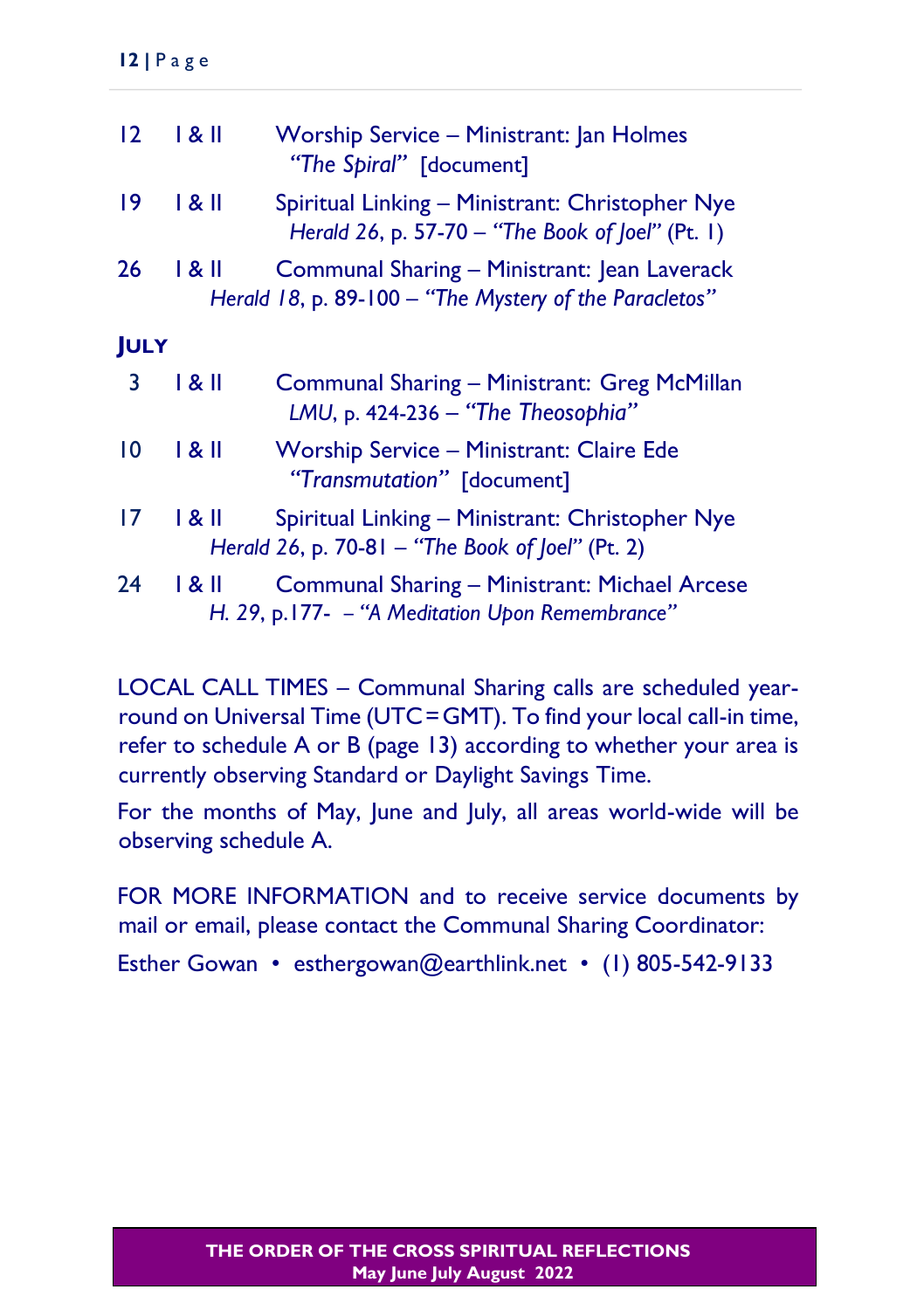12 I & II Worship Service – Ministrant: Jan Holmes
*"The Spiral"* [document]

19 I & II Spiritual Linking – Ministrant: Christopher Nye
*Herald 26*, p. 57-70 – *"The Book of Joel"* (Pt. 1)

26 I & II Communal Sharing – Ministrant: Jean Laverack
*Herald 18*, p. 89-100 – *"The Mystery of the Paracletos"*

### JULY

3 I & II Communal Sharing – Ministrant: Greg McMillan
*LMU*, p. 424-236 – *"The Theosophia"*

10 I & II Worship Service – Ministrant: Claire Ede
*"Transmutation"* [document]

17 I & II Spiritual Linking – Ministrant: Christopher Nye
*Herald 26*, p. 70-81 – *"The Book of Joel"* (Pt. 2)

24 I & II Communal Sharing – Ministrant: Michael Arcese
*H. 29*, p.177- – *"A Meditation Upon Remembrance"*

LOCAL CALL TIMES – Communal Sharing calls are scheduled year-round on Universal Time (UTC = GMT). To find your local call-in time, refer to schedule A or B (page 13) according to whether your area is currently observing Standard or Daylight Savings Time.

For the months of May, June and July, all areas world-wide will be observing schedule A.

FOR MORE INFORMATION and to receive service documents by mail or email, please contact the Communal Sharing Coordinator:

Esther Gowan • esthergowan@earthlink.net • (1) 805-542-9133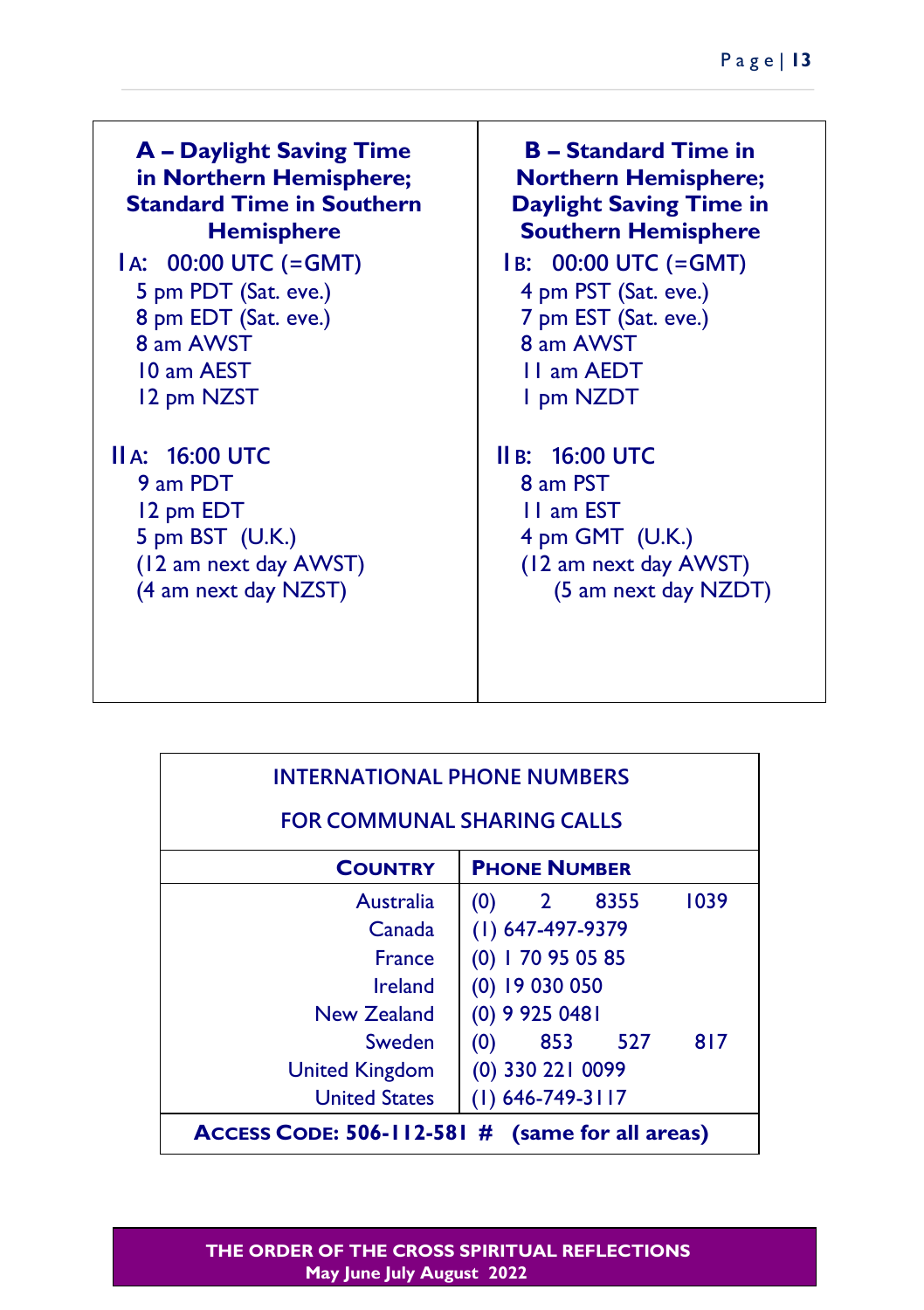| **A – Daylight Saving Time in Northern Hemisphere; Standard Time in Southern Hemisphere** | **B – Standard Time in Northern Hemisphere; Daylight Saving Time in Southern Hemisphere** |
|---|---|
| IA: 00:00 UTC (=GMT)<br>5 pm PDT (Sat. eve.)<br>8 pm EDT (Sat. eve.)<br>8 am AWST<br>10 am AEST<br>12 pm NZST | IB: 00:00 UTC (=GMT)<br>4 pm PST (Sat. eve.)<br>7 pm EST (Sat. eve.)<br>8 am AWST<br>11 am AEDT<br>1 pm NZDT |
| IIA: 16:00 UTC<br>9 am PDT<br>12 pm EDT<br>5 pm BST (U.K.)<br>(12 am next day AWST)<br>(4 am next day NZST) | IIB: 16:00 UTC<br>8 am PST<br>11 am EST<br>4 pm GMT (U.K.)<br>(12 am next day AWST)<br>(5 am next day NZDT) |

INTERNATIONAL PHONE NUMBERS

FOR COMMUNAL SHARING CALLS

| **Country** | **Phone Number** |
|---|---|
| Australia | (0) 2 8355 1039 |
| Canada | (1) 647-497-9379 |
| France | (0) 1 70 95 05 85 |
| Ireland | (0) 19 030 050 |
| New Zealand | (0) 9 925 0481 |
| Sweden | (0) 853 527 817 |
| United Kingdom | (0) 330 221 0099 |
| United States | (1) 646-749-3117 |
| **Access Code: 506-112-581 # (same for all areas)** | |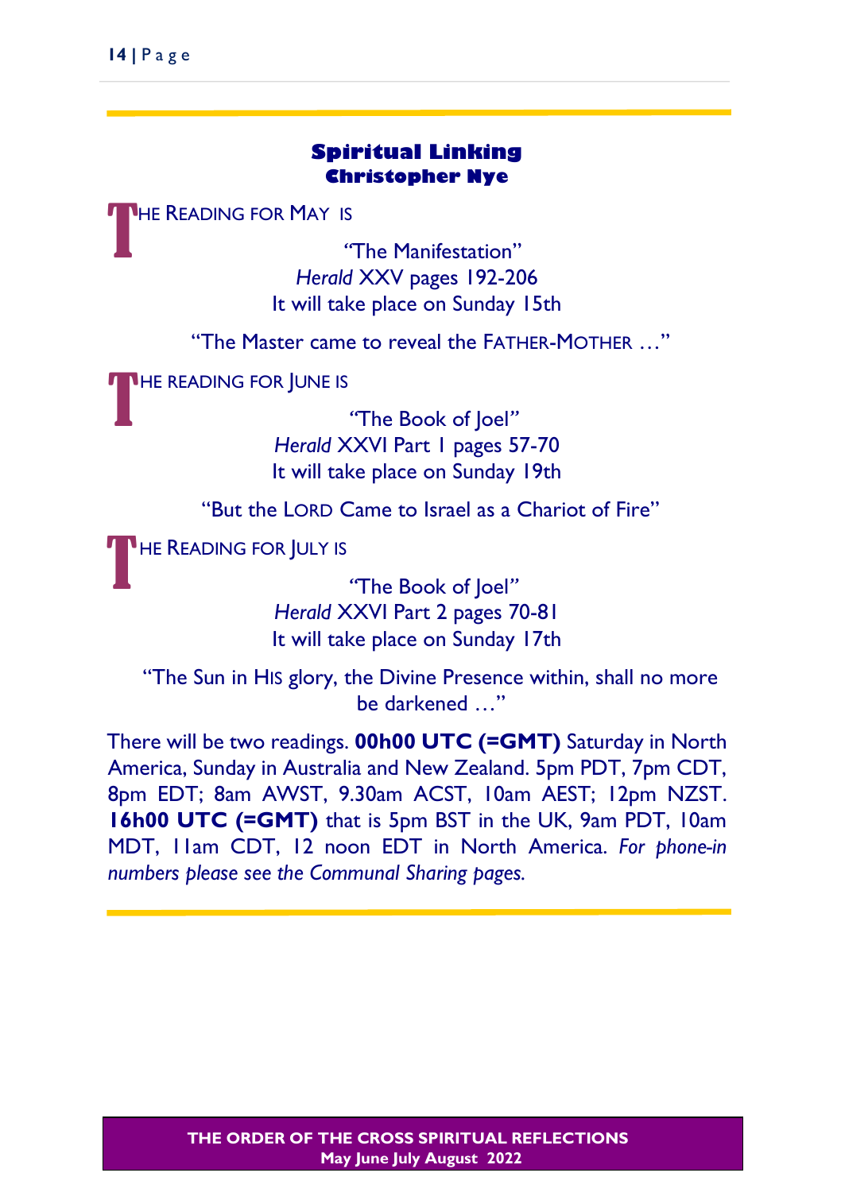## Spiritual Linking
### Christopher Nye

THE READING FOR MAY IS

"The Manifestation"
*Herald* XXV pages 192-206
It will take place on Sunday 15th

"The Master came to reveal the FATHER-MOTHER …"

THE READING FOR JUNE IS

"The Book of Joel"
*Herald* XXVI Part 1 pages 57-70
It will take place on Sunday 19th

"But the LORD Came to Israel as a Chariot of Fire"

THE READING FOR JULY IS

"The Book of Joel"
*Herald* XXVI Part 2 pages 70-81
It will take place on Sunday 17th

"The Sun in HIS glory, the Divine Presence within, shall no more be darkened …"

There will be two readings. **00h00 UTC (=GMT)** Saturday in North America, Sunday in Australia and New Zealand. 5pm PDT, 7pm CDT, 8pm EDT; 8am AWST, 9.30am ACST, 10am AEST; 12pm NZST. **16h00 UTC (=GMT)** that is 5pm BST in the UK, 9am PDT, 10am MDT, 11am CDT, 12 noon EDT in North America. *For phone-in numbers please see the Communal Sharing pages.*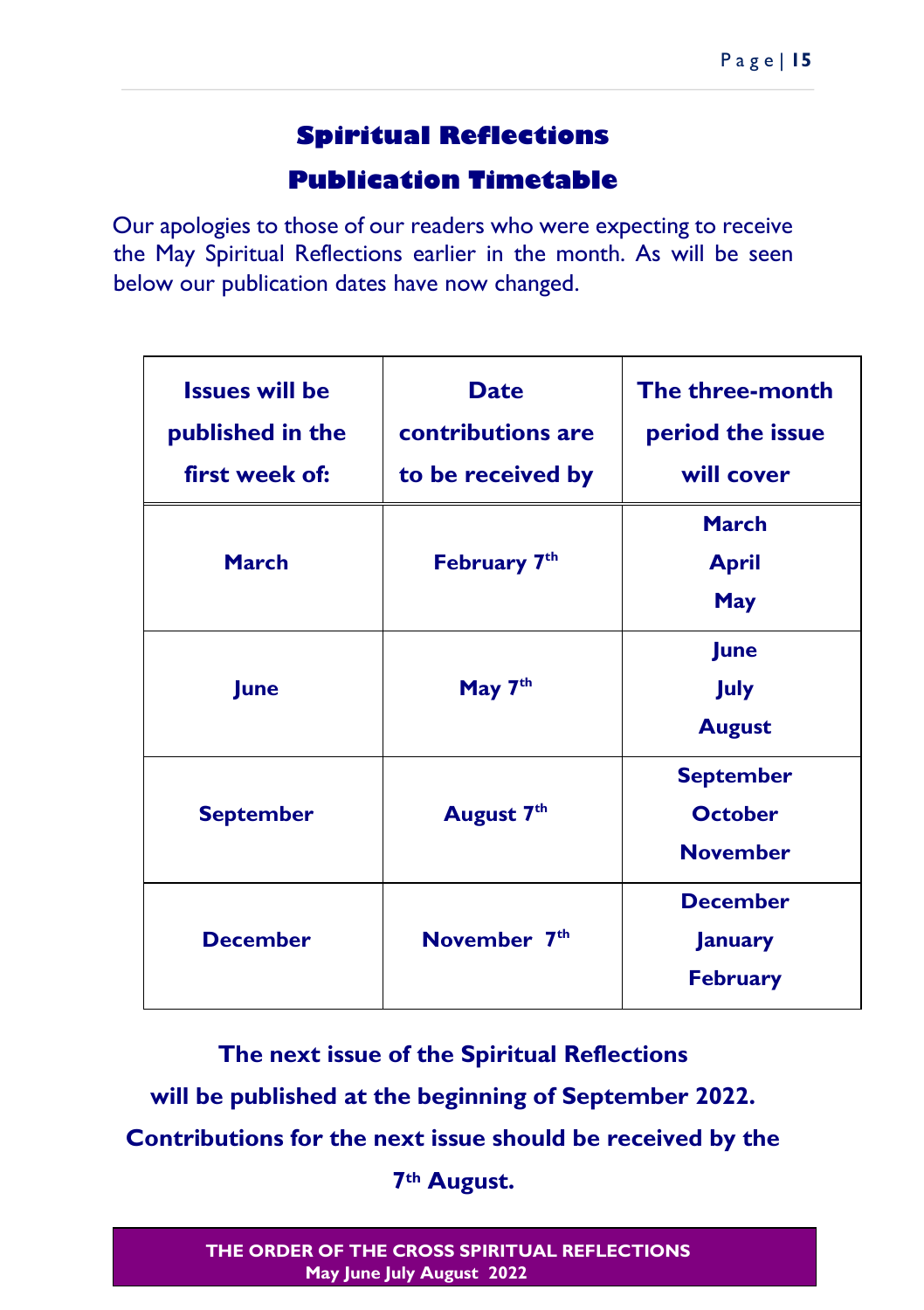# Spiritual Reflections
# Publication Timetable

Our apologies to those of our readers who were expecting to receive the May Spiritual Reflections earlier in the month. As will be seen below our publication dates have now changed.

| Issues will be published in the first week of: | Date contributions are to be received by | The three-month period the issue will cover |
|---|---|---|
| **March** | **February 7th** | **March April May** |
| **June** | **May 7th** | **June July August** |
| **September** | **August 7th** | **September October November** |
| **December** | **November 7th** | **December January February** |

**The next issue of the Spiritual Reflections will be published at the beginning of September 2022. Contributions for the next issue should be received by the 7th August.**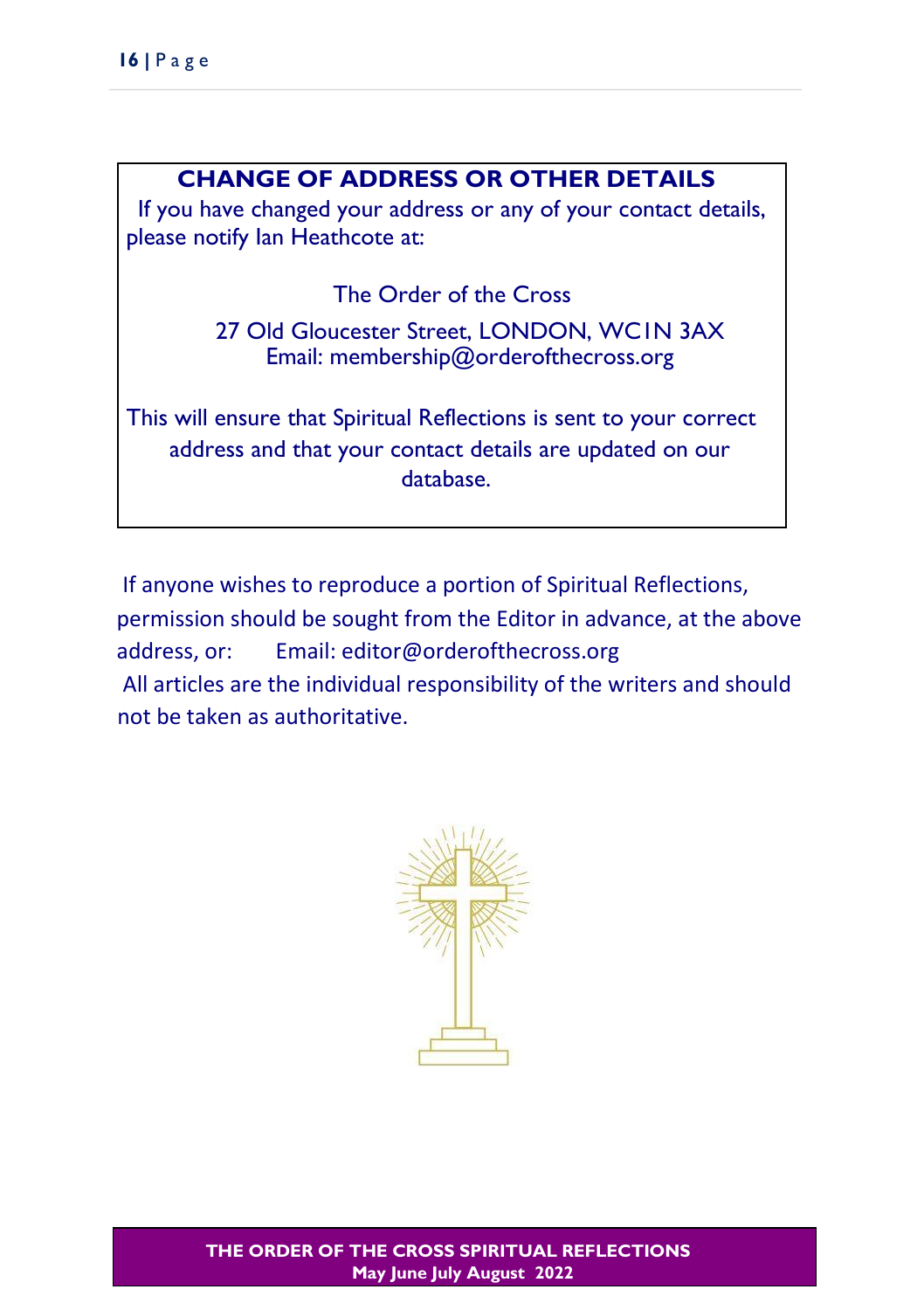## CHANGE OF ADDRESS OR OTHER DETAILS

If you have changed your address or any of your contact details, please notify Ian Heathcote at:

The Order of the Cross

27 Old Gloucester Street, LONDON, WC1N 3AX

Email: membership@orderofthecross.org

This will ensure that Spiritual Reflections is sent to your correct address and that your contact details are updated on our database.

If anyone wishes to reproduce a portion of Spiritual Reflections, permission should be sought from the Editor in advance, at the above address, or: Email: editor@orderofthecross.org

All articles are the individual responsibility of the writers and should not be taken as authoritative.